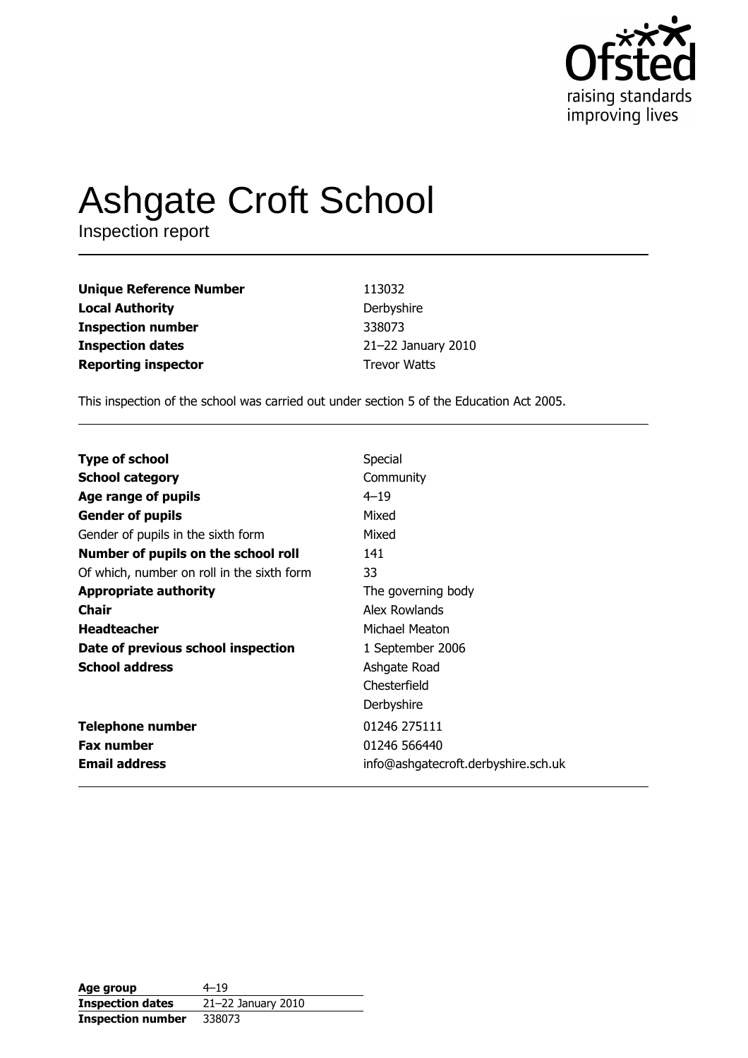# Ashgate Croft School

Inspection report

| | |
|---|---|
| **Unique Reference Number** | 113032 |
| **Local Authority** | Derbyshire |
| **Inspection number** | 338073 |
| **Inspection dates** | 21–22 January 2010 |
| **Reporting inspector** | Trevor Watts |

This inspection of the school was carried out under section 5 of the Education Act 2005.

| | |
|---|---|
| **Type of school** | Special |
| **School category** | Community |
| **Age range of pupils** | 4–19 |
| **Gender of pupils** | Mixed |
| Gender of pupils in the sixth form | Mixed |
| **Number of pupils on the school roll** | 141 |
| Of which, number on roll in the sixth form | 33 |
| **Appropriate authority** | The governing body |
| **Chair** | Alex Rowlands |
| **Headteacher** | Michael Meaton |
| **Date of previous school inspection** | 1 September 2006 |
| **School address** | Ashgate Road<br>Chesterfield<br>Derbyshire |
| **Telephone number** | 01246 275111 |
| **Fax number** | 01246 566440 |
| **Email address** | info@ashgatecroft.derbyshire.sch.uk |

| | |
|---|---|
| **Age group** | 4–19 |
| **Inspection dates** | 21–22 January 2010 |
| **Inspection number** | 338073 |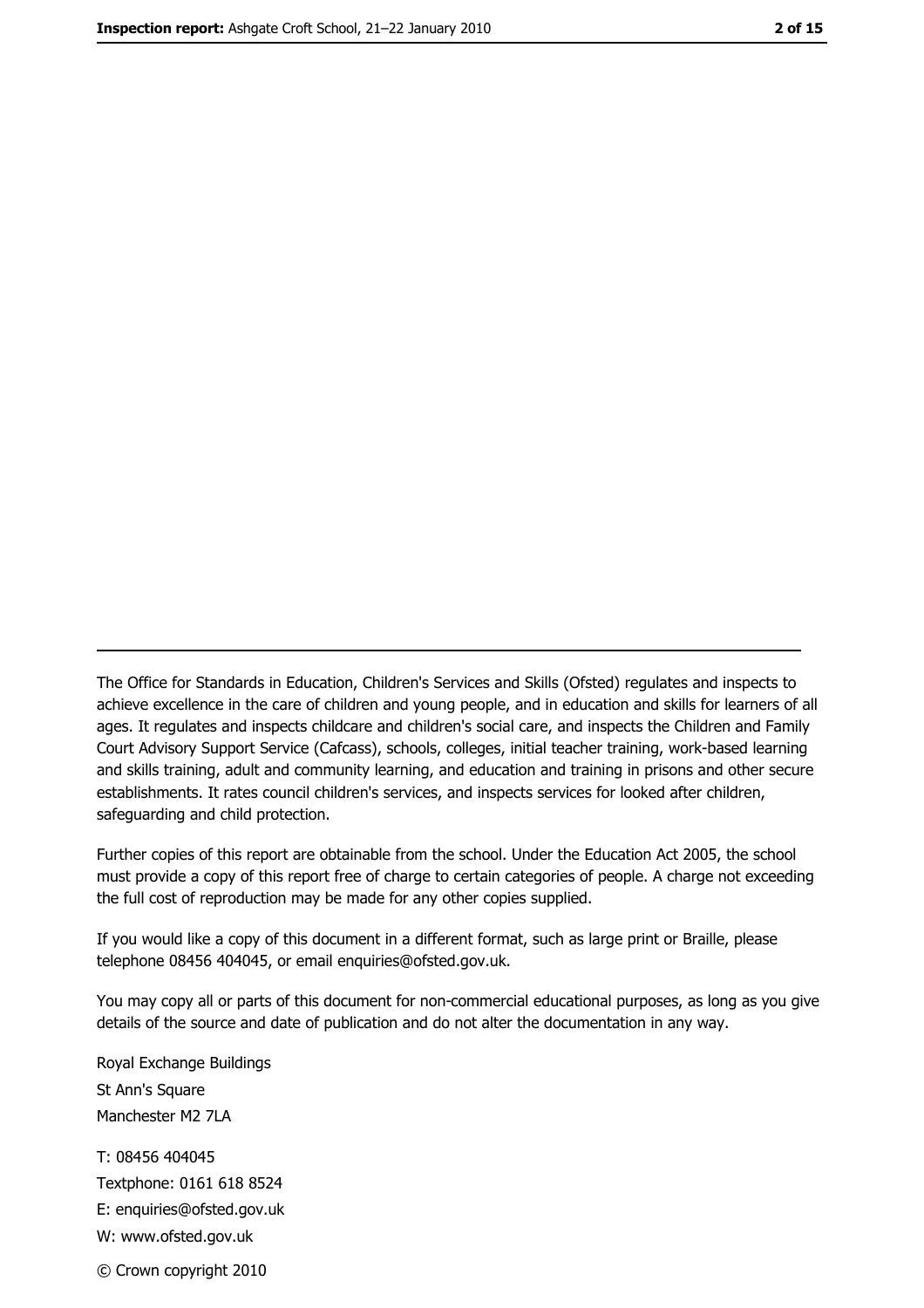The Office for Standards in Education, Children's Services and Skills (Ofsted) regulates and inspects to achieve excellence in the care of children and young people, and in education and skills for learners of all ages. It regulates and inspects childcare and children's social care, and inspects the Children and Family Court Advisory Support Service (Cafcass), schools, colleges, initial teacher training, work-based learning and skills training, adult and community learning, and education and training in prisons and other secure establishments. It rates council children's services, and inspects services for looked after children, safeguarding and child protection.

Further copies of this report are obtainable from the school. Under the Education Act 2005, the school must provide a copy of this report free of charge to certain categories of people. A charge not exceeding the full cost of reproduction may be made for any other copies supplied.

If you would like a copy of this document in a different format, such as large print or Braille, please telephone 08456 404045, or email enquiries@ofsted.gov.uk.

You may copy all or parts of this document for non-commercial educational purposes, as long as you give details of the source and date of publication and do not alter the documentation in any way.

Royal Exchange Buildings
St Ann's Square
Manchester M2 7LA

T: 08456 404045
Textphone: 0161 618 8524
E: enquiries@ofsted.gov.uk
W: www.ofsted.gov.uk

© Crown copyright 2010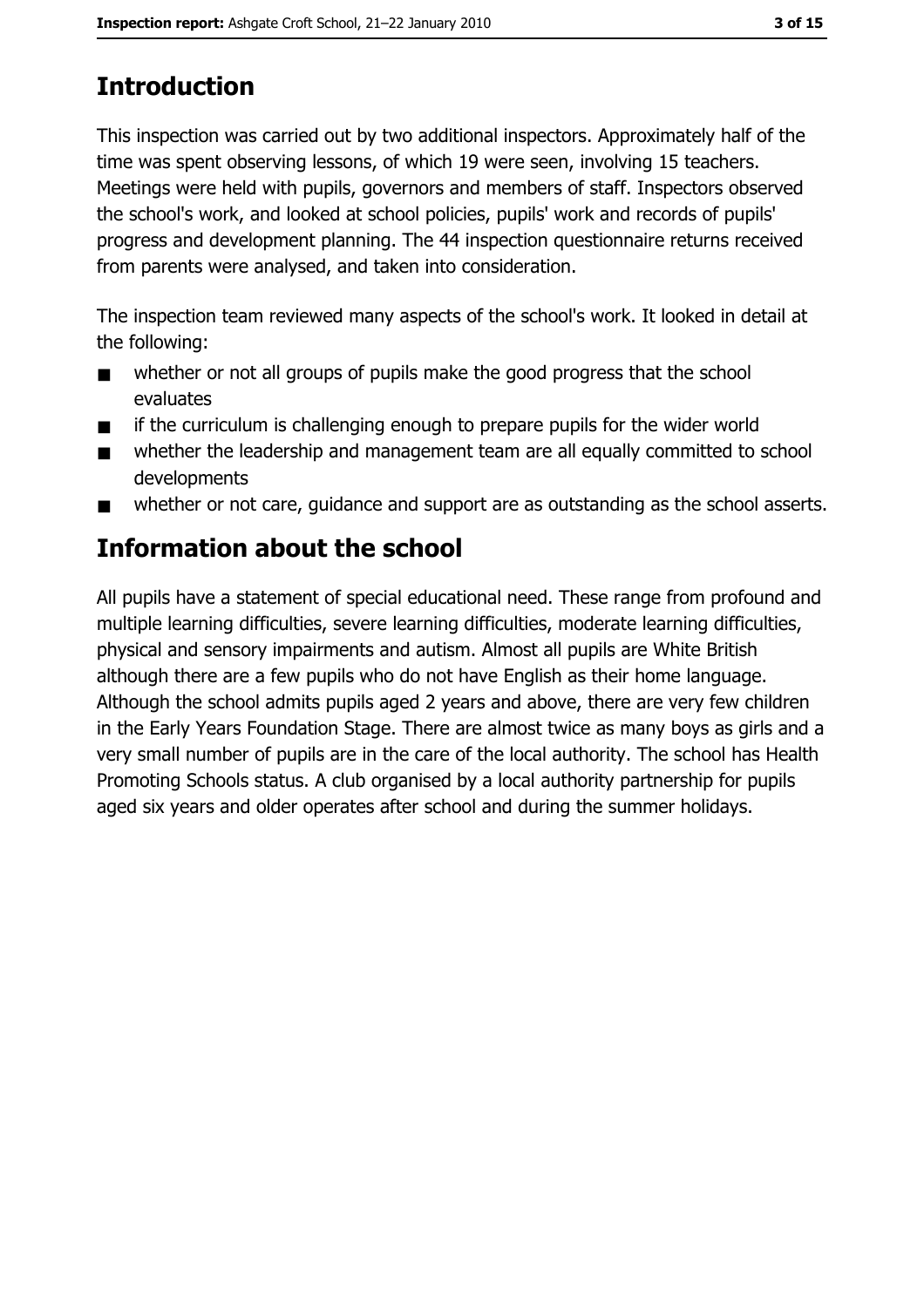# Introduction

This inspection was carried out by two additional inspectors. Approximately half of the time was spent observing lessons, of which 19 were seen, involving 15 teachers. Meetings were held with pupils, governors and members of staff. Inspectors observed the school's work, and looked at school policies, pupils' work and records of pupils' progress and development planning. The 44 inspection questionnaire returns received from parents were analysed, and taken into consideration.

The inspection team reviewed many aspects of the school's work. It looked in detail at the following:

- whether or not all groups of pupils make the good progress that the school evaluates
- if the curriculum is challenging enough to prepare pupils for the wider world
- whether the leadership and management team are all equally committed to school developments
- whether or not care, guidance and support are as outstanding as the school asserts.

# Information about the school

All pupils have a statement of special educational need. These range from profound and multiple learning difficulties, severe learning difficulties, moderate learning difficulties, physical and sensory impairments and autism. Almost all pupils are White British although there are a few pupils who do not have English as their home language. Although the school admits pupils aged 2 years and above, there are very few children in the Early Years Foundation Stage. There are almost twice as many boys as girls and a very small number of pupils are in the care of the local authority. The school has Health Promoting Schools status. A club organised by a local authority partnership for pupils aged six years and older operates after school and during the summer holidays.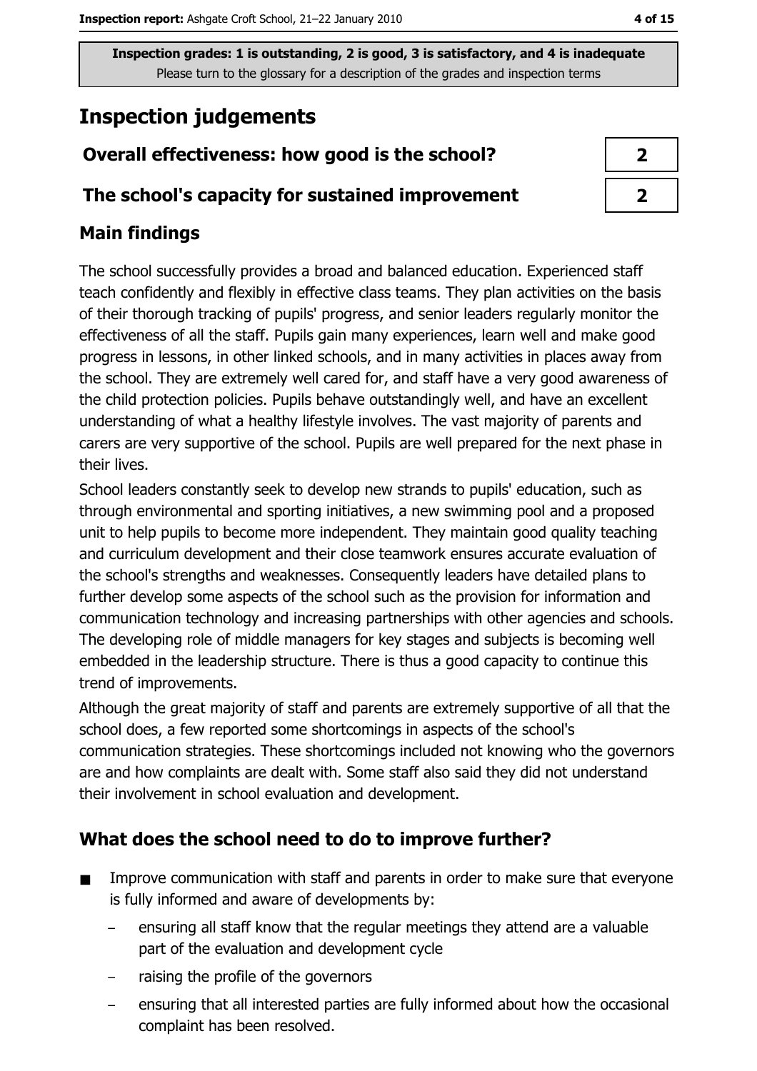**Inspection grades: 1 is outstanding, 2 is good, 3 is satisfactory, and 4 is inadequate**
Please turn to the glossary for a description of the grades and inspection terms

# Inspection judgements

| | |
|---|---|
| **Overall effectiveness: how good is the school?** | **2** |
| **The school's capacity for sustained improvement** | **2** |

## Main findings

The school successfully provides a broad and balanced education. Experienced staff teach confidently and flexibly in effective class teams. They plan activities on the basis of their thorough tracking of pupils' progress, and senior leaders regularly monitor the effectiveness of all the staff. Pupils gain many experiences, learn well and make good progress in lessons, in other linked schools, and in many activities in places away from the school. They are extremely well cared for, and staff have a very good awareness of the child protection policies. Pupils behave outstandingly well, and have an excellent understanding of what a healthy lifestyle involves. The vast majority of parents and carers are very supportive of the school. Pupils are well prepared for the next phase in their lives.

School leaders constantly seek to develop new strands to pupils' education, such as through environmental and sporting initiatives, a new swimming pool and a proposed unit to help pupils to become more independent. They maintain good quality teaching and curriculum development and their close teamwork ensures accurate evaluation of the school's strengths and weaknesses. Consequently leaders have detailed plans to further develop some aspects of the school such as the provision for information and communication technology and increasing partnerships with other agencies and schools. The developing role of middle managers for key stages and subjects is becoming well embedded in the leadership structure. There is thus a good capacity to continue this trend of improvements.

Although the great majority of staff and parents are extremely supportive of all that the school does, a few reported some shortcomings in aspects of the school's communication strategies. These shortcomings included not knowing who the governors are and how complaints are dealt with. Some staff also said they did not understand their involvement in school evaluation and development.

## What does the school need to do to improve further?

- Improve communication with staff and parents in order to make sure that everyone is fully informed and aware of developments by:
  - ensuring all staff know that the regular meetings they attend are a valuable part of the evaluation and development cycle
  - raising the profile of the governors
  - ensuring that all interested parties are fully informed about how the occasional complaint has been resolved.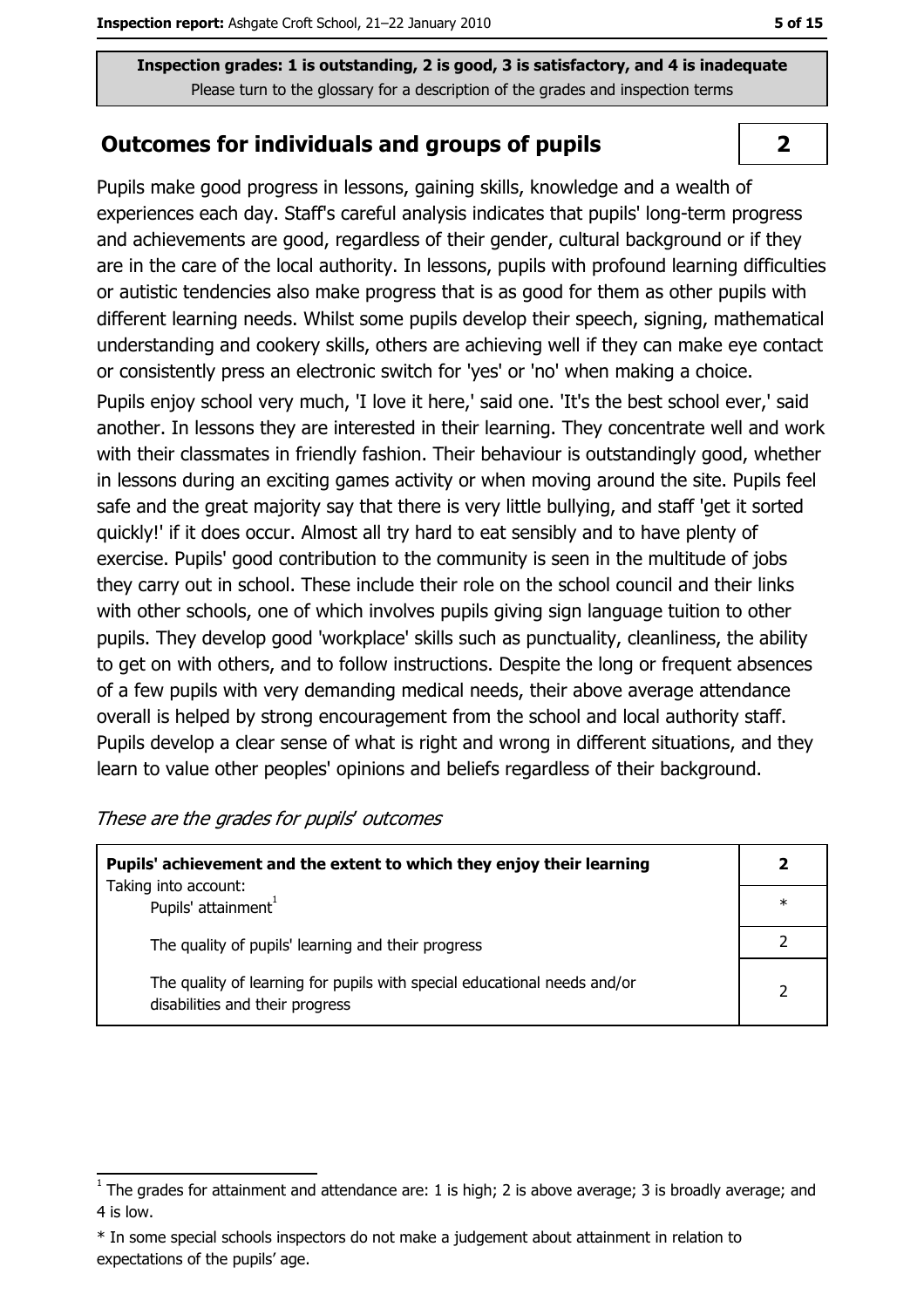**Inspection grades: 1 is outstanding, 2 is good, 3 is satisfactory, and 4 is inadequate**
Please turn to the glossary for a description of the grades and inspection terms

## Outcomes for individuals and groups of pupils — 2

Pupils make good progress in lessons, gaining skills, knowledge and a wealth of experiences each day. Staff's careful analysis indicates that pupils' long-term progress and achievements are good, regardless of their gender, cultural background or if they are in the care of the local authority. In lessons, pupils with profound learning difficulties or autistic tendencies also make progress that is as good for them as other pupils with different learning needs. Whilst some pupils develop their speech, signing, mathematical understanding and cookery skills, others are achieving well if they can make eye contact or consistently press an electronic switch for 'yes' or 'no' when making a choice.

Pupils enjoy school very much, 'I love it here,' said one. 'It's the best school ever,' said another. In lessons they are interested in their learning. They concentrate well and work with their classmates in friendly fashion. Their behaviour is outstandingly good, whether in lessons during an exciting games activity or when moving around the site. Pupils feel safe and the great majority say that there is very little bullying, and staff 'get it sorted quickly!' if it does occur. Almost all try hard to eat sensibly and to have plenty of exercise. Pupils' good contribution to the community is seen in the multitude of jobs they carry out in school. These include their role on the school council and their links with other schools, one of which involves pupils giving sign language tuition to other pupils. They develop good 'workplace' skills such as punctuality, cleanliness, the ability to get on with others, and to follow instructions. Despite the long or frequent absences of a few pupils with very demanding medical needs, their above average attendance overall is helped by strong encouragement from the school and local authority staff. Pupils develop a clear sense of what is right and wrong in different situations, and they learn to value other peoples' opinions and beliefs regardless of their background.

*These are the grades for pupils' outcomes*

| | |
|---|---|
| **Pupils' achievement and the extent to which they enjoy their learning** | **2** |
| Taking into account: Pupils' attainment[1] | * |
| The quality of pupils' learning and their progress | 2 |
| The quality of learning for pupils with special educational needs and/or disabilities and their progress | 2 |

[1] The grades for attainment and attendance are: 1 is high; 2 is above average; 3 is broadly average; and 4 is low.

* In some special schools inspectors do not make a judgement about attainment in relation to expectations of the pupils' age.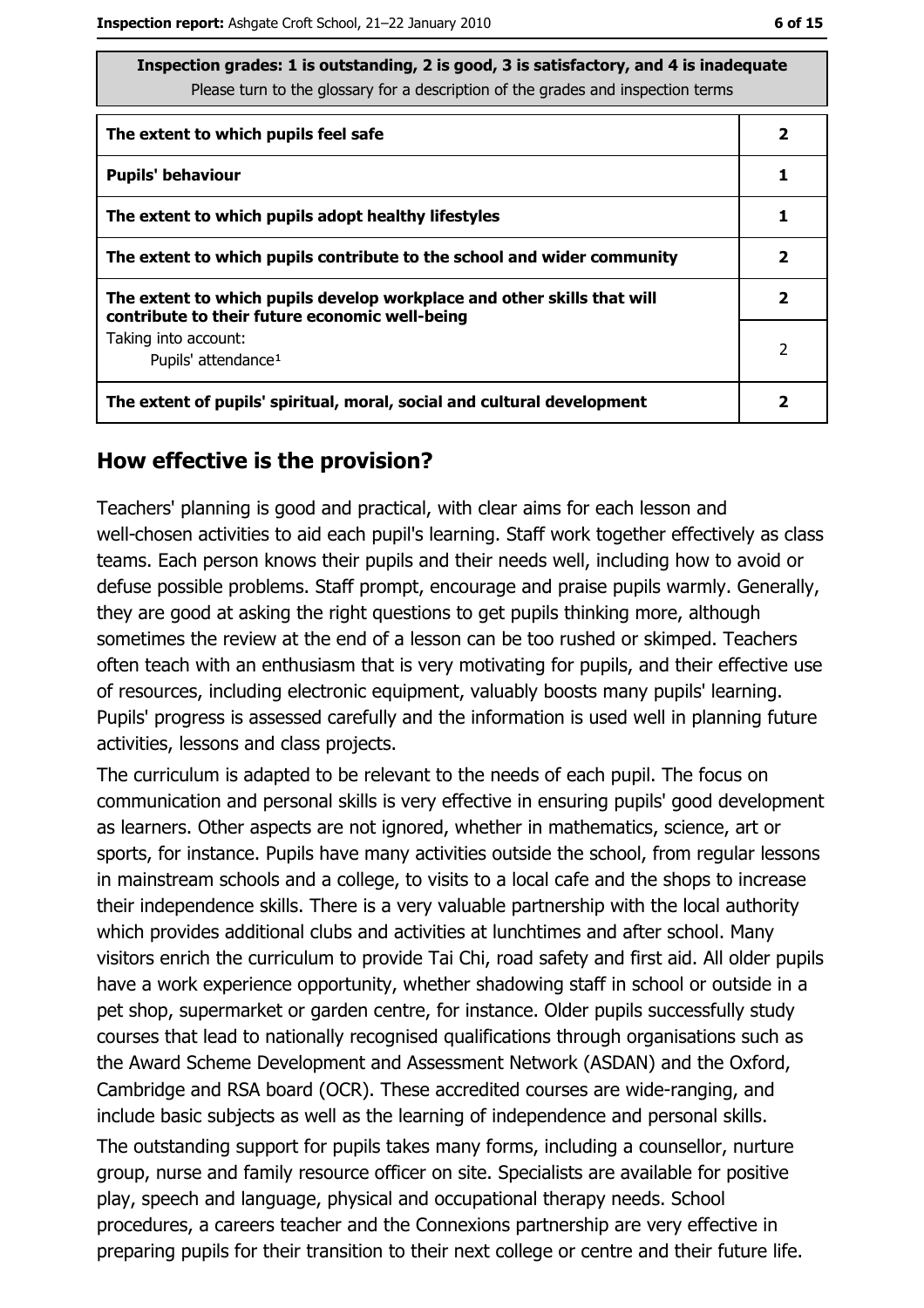| Inspection grades: 1 is outstanding, 2 is good, 3 is satisfactory, and 4 is inadequate<br>Please turn to the glossary for a description of the grades and inspection terms | |
|---|---|
| **The extent to which pupils feel safe** | **2** |
| **Pupils' behaviour** | **1** |
| **The extent to which pupils adopt healthy lifestyles** | **1** |
| **The extent to which pupils contribute to the school and wider community** | **2** |
| **The extent to which pupils develop workplace and other skills that will contribute to their future economic well-being** | **2** |
| Taking into account:<br>Pupils' attendance[1] | 2 |
| **The extent of pupils' spiritual, moral, social and cultural development** | **2** |

## How effective is the provision?

Teachers' planning is good and practical, with clear aims for each lesson and well-chosen activities to aid each pupil's learning. Staff work together effectively as class teams. Each person knows their pupils and their needs well, including how to avoid or defuse possible problems. Staff prompt, encourage and praise pupils warmly. Generally, they are good at asking the right questions to get pupils thinking more, although sometimes the review at the end of a lesson can be too rushed or skimped. Teachers often teach with an enthusiasm that is very motivating for pupils, and their effective use of resources, including electronic equipment, valuably boosts many pupils' learning. Pupils' progress is assessed carefully and the information is used well in planning future activities, lessons and class projects.

The curriculum is adapted to be relevant to the needs of each pupil. The focus on communication and personal skills is very effective in ensuring pupils' good development as learners. Other aspects are not ignored, whether in mathematics, science, art or sports, for instance. Pupils have many activities outside the school, from regular lessons in mainstream schools and a college, to visits to a local cafe and the shops to increase their independence skills. There is a very valuable partnership with the local authority which provides additional clubs and activities at lunchtimes and after school. Many visitors enrich the curriculum to provide Tai Chi, road safety and first aid. All older pupils have a work experience opportunity, whether shadowing staff in school or outside in a pet shop, supermarket or garden centre, for instance. Older pupils successfully study courses that lead to nationally recognised qualifications through organisations such as the Award Scheme Development and Assessment Network (ASDAN) and the Oxford, Cambridge and RSA board (OCR). These accredited courses are wide-ranging, and include basic subjects as well as the learning of independence and personal skills.

The outstanding support for pupils takes many forms, including a counsellor, nurture group, nurse and family resource officer on site. Specialists are available for positive play, speech and language, physical and occupational therapy needs. School procedures, a careers teacher and the Connexions partnership are very effective in preparing pupils for their transition to their next college or centre and their future life.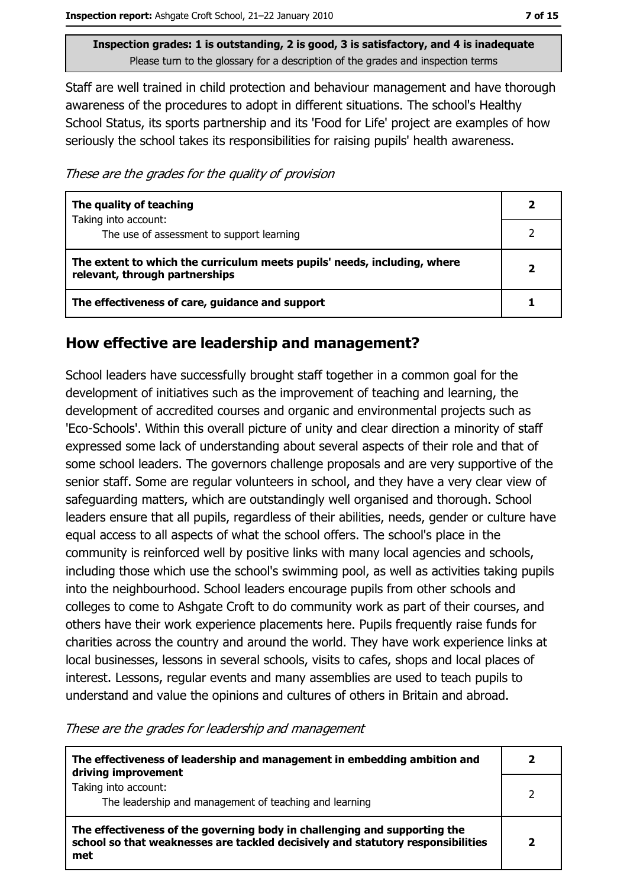**Inspection grades: 1 is outstanding, 2 is good, 3 is satisfactory, and 4 is inadequate**
Please turn to the glossary for a description of the grades and inspection terms

Staff are well trained in child protection and behaviour management and have thorough awareness of the procedures to adopt in different situations. The school's Healthy School Status, its sports partnership and its 'Food for Life' project are examples of how seriously the school takes its responsibilities for raising pupils' health awareness.

*These are the grades for the quality of provision*

| | |
|---|---|
| **The quality of teaching** | **2** |
| Taking into account: The use of assessment to support learning | 2 |
| **The extent to which the curriculum meets pupils' needs, including, where relevant, through partnerships** | **2** |
| **The effectiveness of care, guidance and support** | **1** |

## How effective are leadership and management?

School leaders have successfully brought staff together in a common goal for the development of initiatives such as the improvement of teaching and learning, the development of accredited courses and organic and environmental projects such as 'Eco-Schools'. Within this overall picture of unity and clear direction a minority of staff expressed some lack of understanding about several aspects of their role and that of some school leaders. The governors challenge proposals and are very supportive of the senior staff. Some are regular volunteers in school, and they have a very clear view of safeguarding matters, which are outstandingly well organised and thorough. School leaders ensure that all pupils, regardless of their abilities, needs, gender or culture have equal access to all aspects of what the school offers. The school's place in the community is reinforced well by positive links with many local agencies and schools, including those which use the school's swimming pool, as well as activities taking pupils into the neighbourhood. School leaders encourage pupils from other schools and colleges to come to Ashgate Croft to do community work as part of their courses, and others have their work experience placements here. Pupils frequently raise funds for charities across the country and around the world. They have work experience links at local businesses, lessons in several schools, visits to cafes, shops and local places of interest. Lessons, regular events and many assemblies are used to teach pupils to understand and value the opinions and cultures of others in Britain and abroad.

*These are the grades for leadership and management*

| | |
|---|---|
| **The effectiveness of leadership and management in embedding ambition and driving improvement** | **2** |
| Taking into account: The leadership and management of teaching and learning | 2 |
| **The effectiveness of the governing body in challenging and supporting the school so that weaknesses are tackled decisively and statutory responsibilities met** | **2** |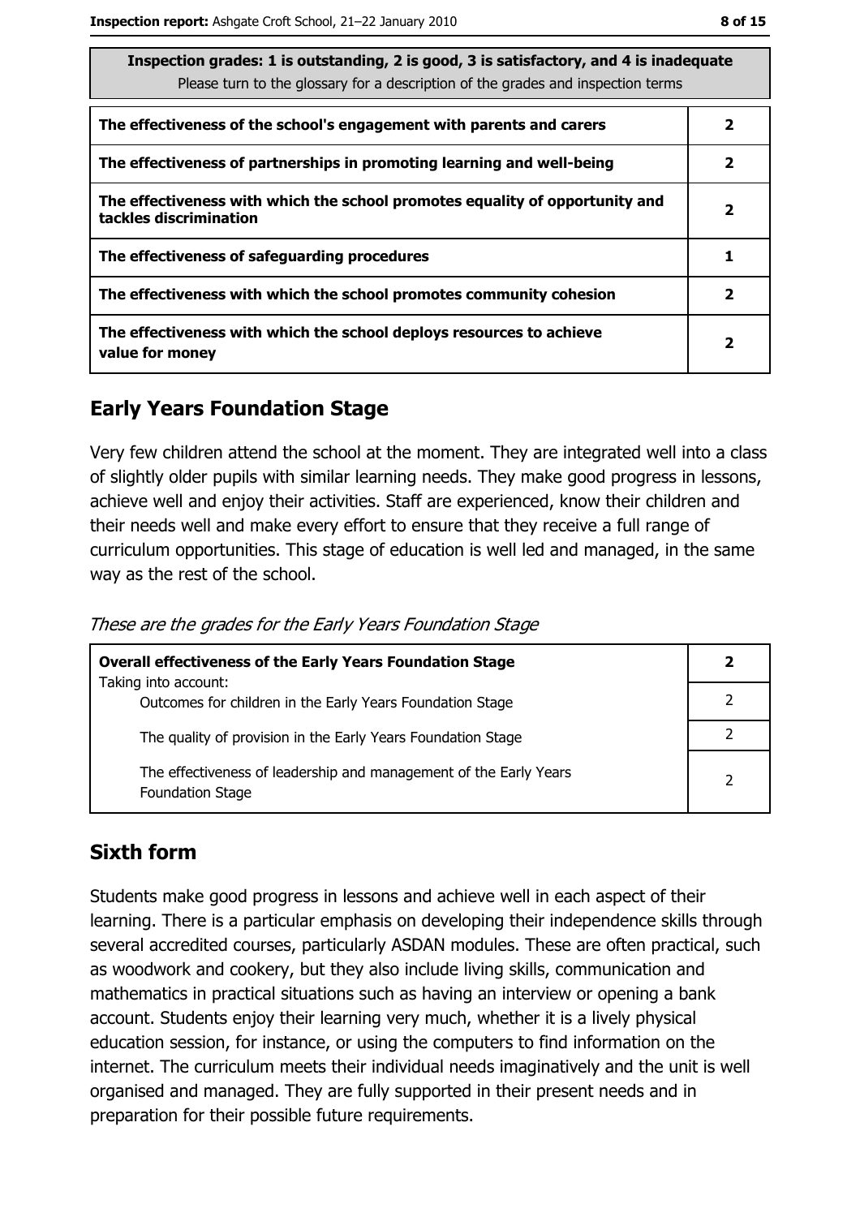**Inspection grades: 1 is outstanding, 2 is good, 3 is satisfactory, and 4 is inadequate**
Please turn to the glossary for a description of the grades and inspection terms

| | |
|---|---|
| **The effectiveness of the school's engagement with parents and carers** | **2** |
| **The effectiveness of partnerships in promoting learning and well-being** | **2** |
| **The effectiveness with which the school promotes equality of opportunity and tackles discrimination** | **2** |
| **The effectiveness of safeguarding procedures** | **1** |
| **The effectiveness with which the school promotes community cohesion** | **2** |
| **The effectiveness with which the school deploys resources to achieve value for money** | **2** |

## Early Years Foundation Stage

Very few children attend the school at the moment. They are integrated well into a class of slightly older pupils with similar learning needs. They make good progress in lessons, achieve well and enjoy their activities. Staff are experienced, know their children and their needs well and make every effort to ensure that they receive a full range of curriculum opportunities. This stage of education is well led and managed, in the same way as the rest of the school.

*These are the grades for the Early Years Foundation Stage*

| | |
|---|---|
| **Overall effectiveness of the Early Years Foundation Stage** Taking into account: | **2** |
| Outcomes for children in the Early Years Foundation Stage | 2 |
| The quality of provision in the Early Years Foundation Stage | 2 |
| The effectiveness of leadership and management of the Early Years Foundation Stage | 2 |

## Sixth form

Students make good progress in lessons and achieve well in each aspect of their learning. There is a particular emphasis on developing their independence skills through several accredited courses, particularly ASDAN modules. These are often practical, such as woodwork and cookery, but they also include living skills, communication and mathematics in practical situations such as having an interview or opening a bank account. Students enjoy their learning very much, whether it is a lively physical education session, for instance, or using the computers to find information on the internet. The curriculum meets their individual needs imaginatively and the unit is well organised and managed. They are fully supported in their present needs and in preparation for their possible future requirements.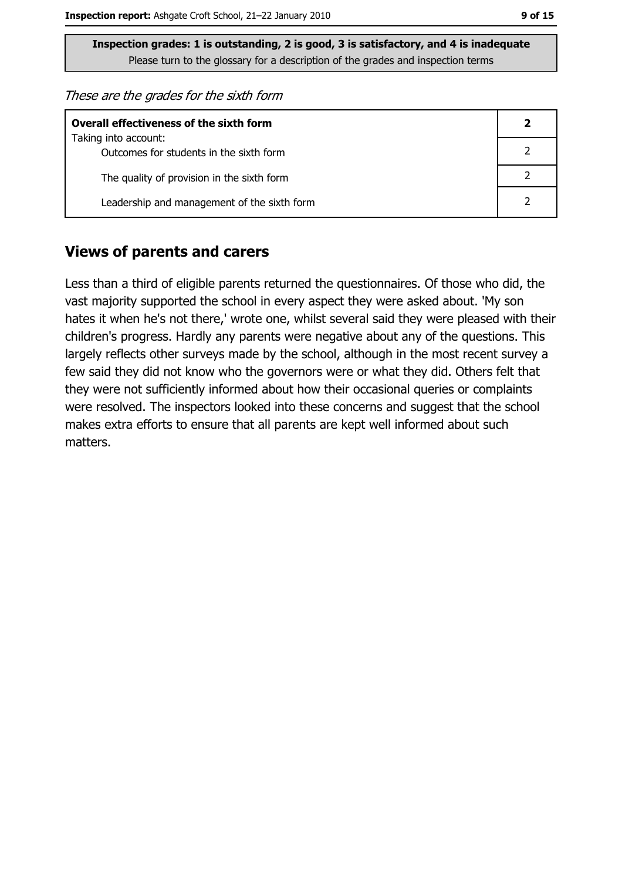**Inspection grades: 1 is outstanding, 2 is good, 3 is satisfactory, and 4 is inadequate**
Please turn to the glossary for a description of the grades and inspection terms

*These are the grades for the sixth form*

| **Overall effectiveness of the sixth form** | **2** |
|---|---|
| Taking into account: Outcomes for students in the sixth form | 2 |
| The quality of provision in the sixth form | 2 |
| Leadership and management of the sixth form | 2 |

## Views of parents and carers

Less than a third of eligible parents returned the questionnaires. Of those who did, the vast majority supported the school in every aspect they were asked about. 'My son hates it when he's not there,' wrote one, whilst several said they were pleased with their children's progress. Hardly any parents were negative about any of the questions. This largely reflects other surveys made by the school, although in the most recent survey a few said they did not know who the governors were or what they did. Others felt that they were not sufficiently informed about how their occasional queries or complaints were resolved. The inspectors looked into these concerns and suggest that the school makes extra efforts to ensure that all parents are kept well informed about such matters.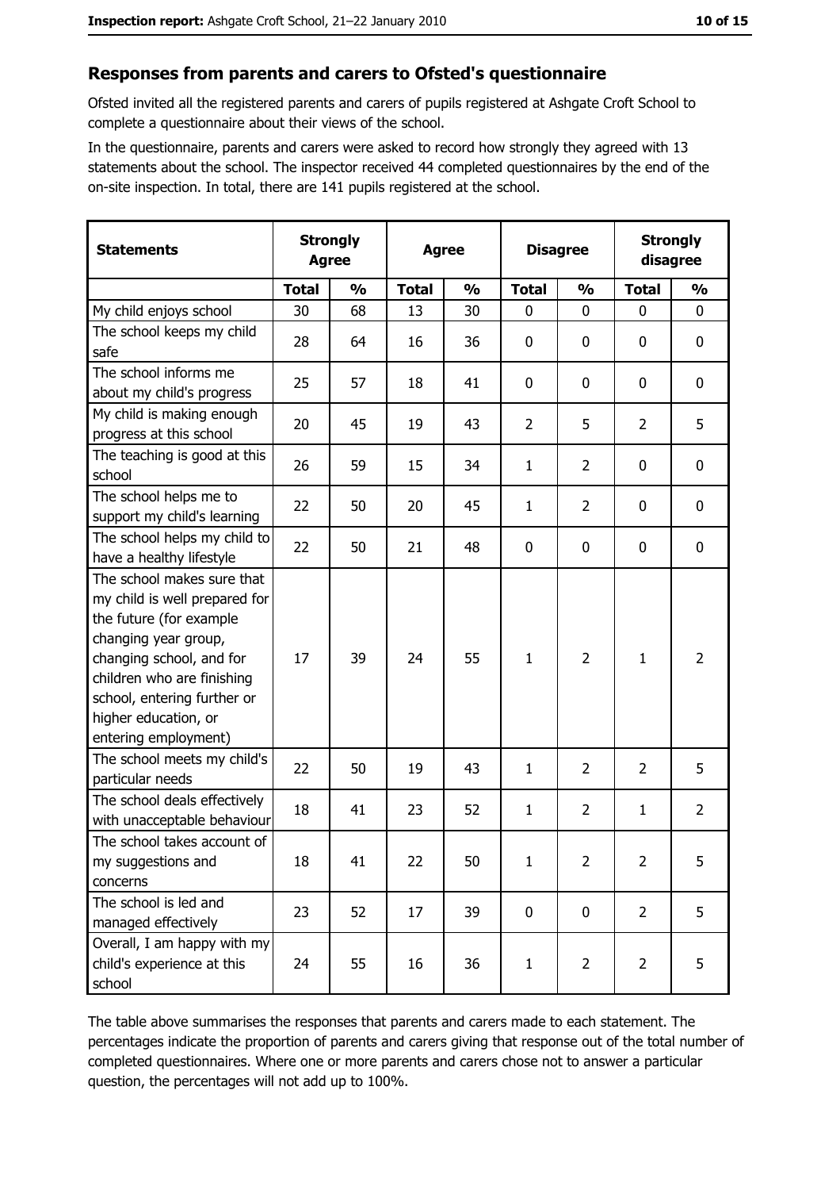## Responses from parents and carers to Ofsted's questionnaire

Ofsted invited all the registered parents and carers of pupils registered at Ashgate Croft School to complete a questionnaire about their views of the school.

In the questionnaire, parents and carers were asked to record how strongly they agreed with 13 statements about the school. The inspector received 44 completed questionnaires by the end of the on-site inspection. In total, there are 141 pupils registered at the school.

| Statements | Strongly Agree | | Agree | | Disagree | | Strongly disagree | |
|---|---|---|---|---|---|---|---|---|
| | Total | % | Total | % | Total | % | Total | % |
| My child enjoys school | 30 | 68 | 13 | 30 | 0 | 0 | 0 | 0 |
| The school keeps my child safe | 28 | 64 | 16 | 36 | 0 | 0 | 0 | 0 |
| The school informs me about my child's progress | 25 | 57 | 18 | 41 | 0 | 0 | 0 | 0 |
| My child is making enough progress at this school | 20 | 45 | 19 | 43 | 2 | 5 | 2 | 5 |
| The teaching is good at this school | 26 | 59 | 15 | 34 | 1 | 2 | 0 | 0 |
| The school helps me to support my child's learning | 22 | 50 | 20 | 45 | 1 | 2 | 0 | 0 |
| The school helps my child to have a healthy lifestyle | 22 | 50 | 21 | 48 | 0 | 0 | 0 | 0 |
| The school makes sure that my child is well prepared for the future (for example changing year group, changing school, and for children who are finishing school, entering further or higher education, or entering employment) | 17 | 39 | 24 | 55 | 1 | 2 | 1 | 2 |
| The school meets my child's particular needs | 22 | 50 | 19 | 43 | 1 | 2 | 2 | 5 |
| The school deals effectively with unacceptable behaviour | 18 | 41 | 23 | 52 | 1 | 2 | 1 | 2 |
| The school takes account of my suggestions and concerns | 18 | 41 | 22 | 50 | 1 | 2 | 2 | 5 |
| The school is led and managed effectively | 23 | 52 | 17 | 39 | 0 | 0 | 2 | 5 |
| Overall, I am happy with my child's experience at this school | 24 | 55 | 16 | 36 | 1 | 2 | 2 | 5 |

The table above summarises the responses that parents and carers made to each statement. The percentages indicate the proportion of parents and carers giving that response out of the total number of completed questionnaires. Where one or more parents and carers chose not to answer a particular question, the percentages will not add up to 100%.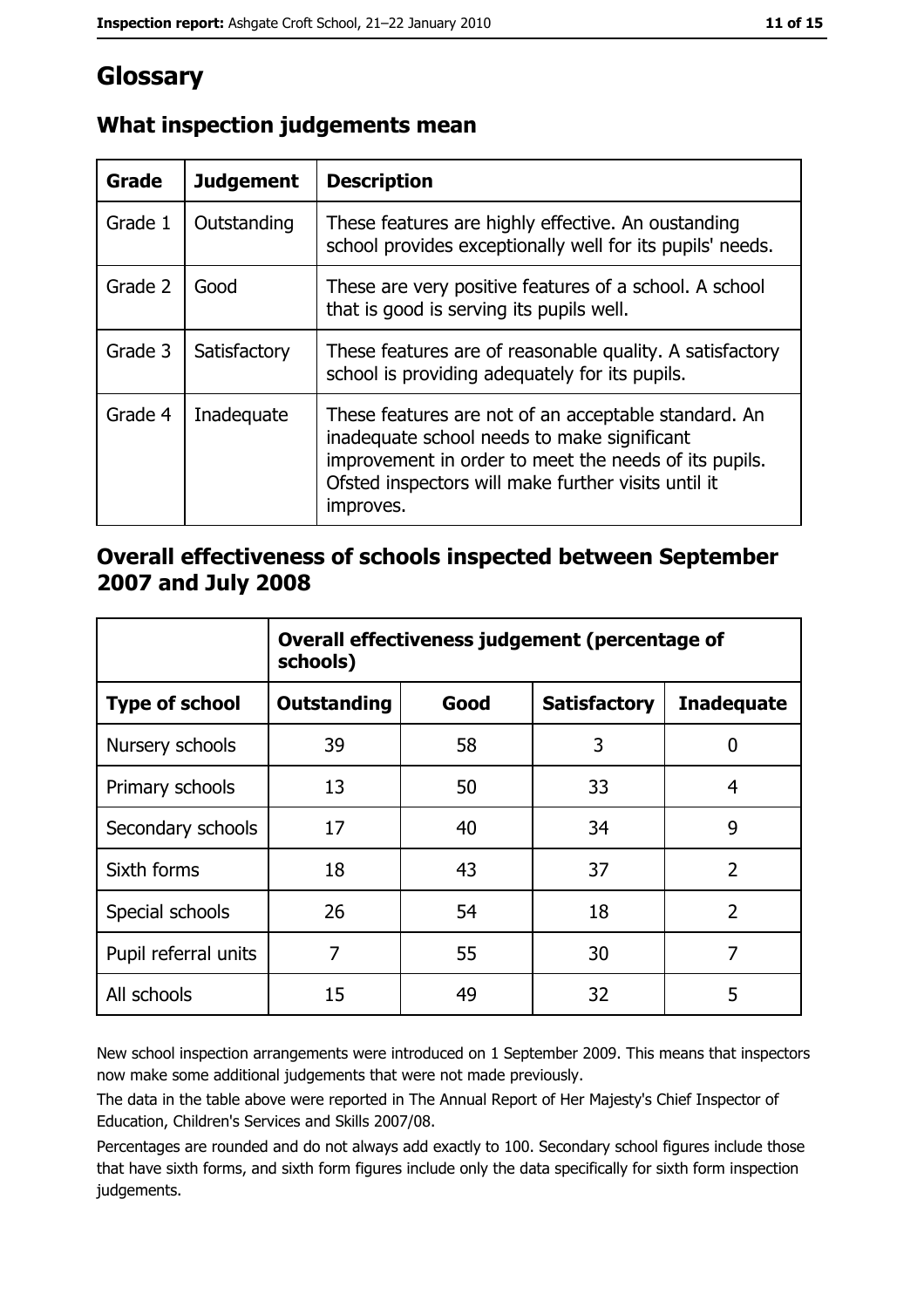# Glossary

## What inspection judgements mean

| Grade | Judgement | Description |
|---|---|---|
| Grade 1 | Outstanding | These features are highly effective. An oustanding school provides exceptionally well for its pupils' needs. |
| Grade 2 | Good | These are very positive features of a school. A school that is good is serving its pupils well. |
| Grade 3 | Satisfactory | These features are of reasonable quality. A satisfactory school is providing adequately for its pupils. |
| Grade 4 | Inadequate | These features are not of an acceptable standard. An inadequate school needs to make significant improvement in order to meet the needs of its pupils. Ofsted inspectors will make further visits until it improves. |

## Overall effectiveness of schools inspected between September 2007 and July 2008

| | Overall effectiveness judgement (percentage of schools) | | | |
|---|---|---|---|---|
| **Type of school** | **Outstanding** | **Good** | **Satisfactory** | **Inadequate** |
| Nursery schools | 39 | 58 | 3 | 0 |
| Primary schools | 13 | 50 | 33 | 4 |
| Secondary schools | 17 | 40 | 34 | 9 |
| Sixth forms | 18 | 43 | 37 | 2 |
| Special schools | 26 | 54 | 18 | 2 |
| Pupil referral units | 7 | 55 | 30 | 7 |
| All schools | 15 | 49 | 32 | 5 |

New school inspection arrangements were introduced on 1 September 2009. This means that inspectors now make some additional judgements that were not made previously.

The data in the table above were reported in The Annual Report of Her Majesty's Chief Inspector of Education, Children's Services and Skills 2007/08.

Percentages are rounded and do not always add exactly to 100. Secondary school figures include those that have sixth forms, and sixth form figures include only the data specifically for sixth form inspection judgements.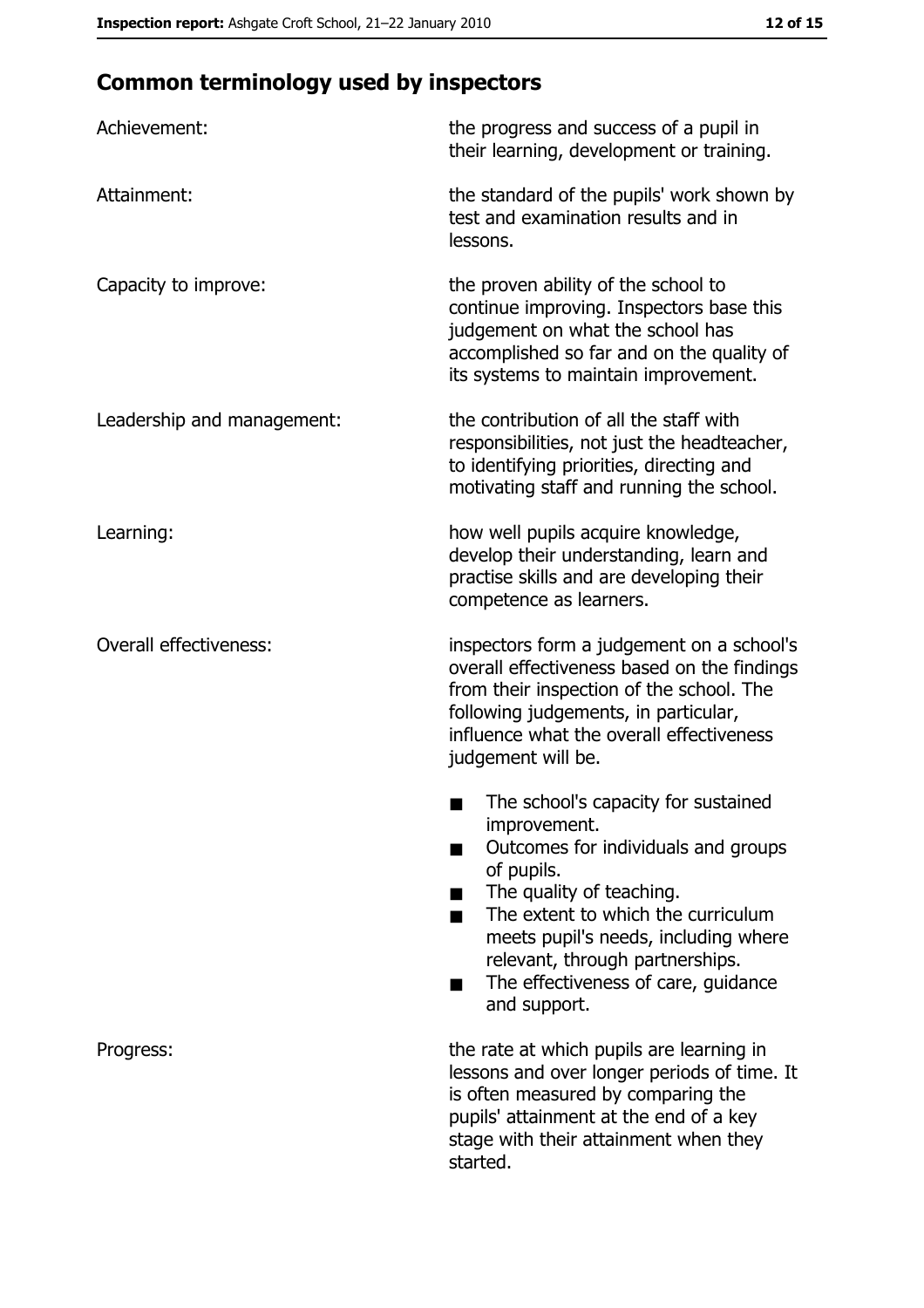## Common terminology used by inspectors

| | |
|---|---|
| Achievement: | the progress and success of a pupil in their learning, development or training. |
| Attainment: | the standard of the pupils' work shown by test and examination results and in lessons. |
| Capacity to improve: | the proven ability of the school to continue improving. Inspectors base this judgement on what the school has accomplished so far and on the quality of its systems to maintain improvement. |
| Leadership and management: | the contribution of all the staff with responsibilities, not just the headteacher, to identifying priorities, directing and motivating staff and running the school. |
| Learning: | how well pupils acquire knowledge, develop their understanding, learn and practise skills and are developing their competence as learners. |
| Overall effectiveness: | inspectors form a judgement on a school's overall effectiveness based on the findings from their inspection of the school. The following judgements, in particular, influence what the overall effectiveness judgement will be.<br>■ The school's capacity for sustained improvement.<br>■ Outcomes for individuals and groups of pupils.<br>■ The quality of teaching.<br>■ The extent to which the curriculum meets pupil's needs, including where relevant, through partnerships.<br>■ The effectiveness of care, guidance and support. |
| Progress: | the rate at which pupils are learning in lessons and over longer periods of time. It is often measured by comparing the pupils' attainment at the end of a key stage with their attainment when they started. |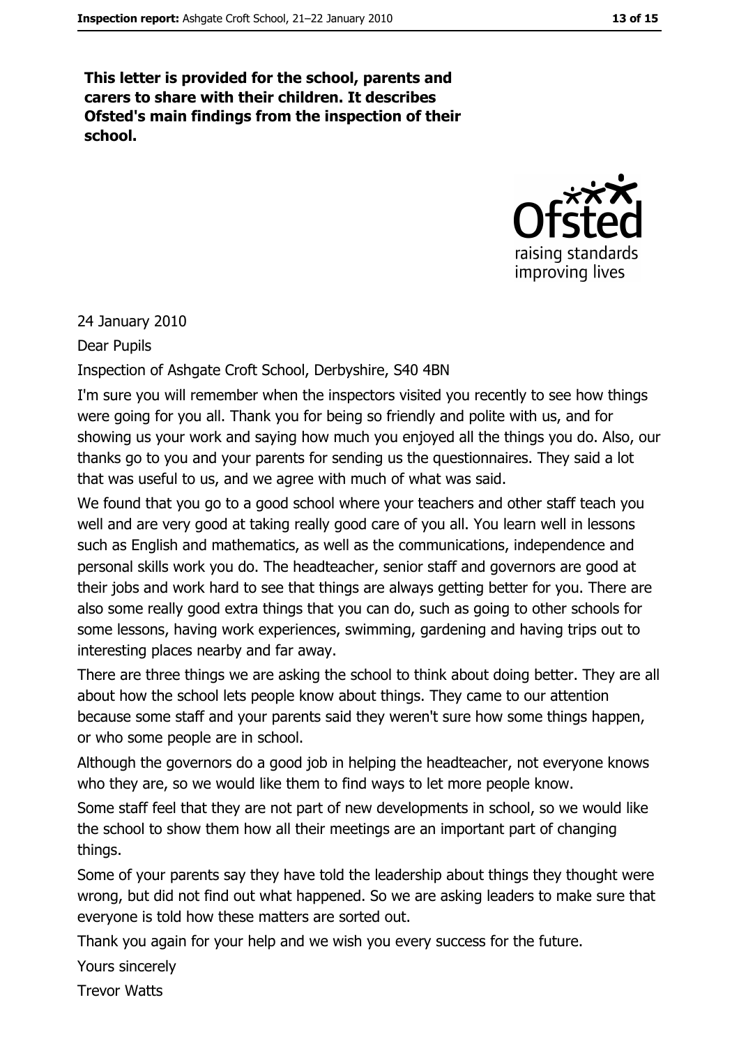**This letter is provided for the school, parents and carers to share with their children. It describes Ofsted's main findings from the inspection of their school.**

24 January 2010

Dear Pupils

Inspection of Ashgate Croft School, Derbyshire, S40 4BN

I'm sure you will remember when the inspectors visited you recently to see how things were going for you all. Thank you for being so friendly and polite with us, and for showing us your work and saying how much you enjoyed all the things you do. Also, our thanks go to you and your parents for sending us the questionnaires. They said a lot that was useful to us, and we agree with much of what was said.

We found that you go to a good school where your teachers and other staff teach you well and are very good at taking really good care of you all. You learn well in lessons such as English and mathematics, as well as the communications, independence and personal skills work you do. The headteacher, senior staff and governors are good at their jobs and work hard to see that things are always getting better for you. There are also some really good extra things that you can do, such as going to other schools for some lessons, having work experiences, swimming, gardening and having trips out to interesting places nearby and far away.

There are three things we are asking the school to think about doing better. They are all about how the school lets people know about things. They came to our attention because some staff and your parents said they weren't sure how some things happen, or who some people are in school.

Although the governors do a good job in helping the headteacher, not everyone knows who they are, so we would like them to find ways to let more people know.

Some staff feel that they are not part of new developments in school, so we would like the school to show them how all their meetings are an important part of changing things.

Some of your parents say they have told the leadership about things they thought were wrong, but did not find out what happened. So we are asking leaders to make sure that everyone is told how these matters are sorted out.

Thank you again for your help and we wish you every success for the future.

Yours sincerely

Trevor Watts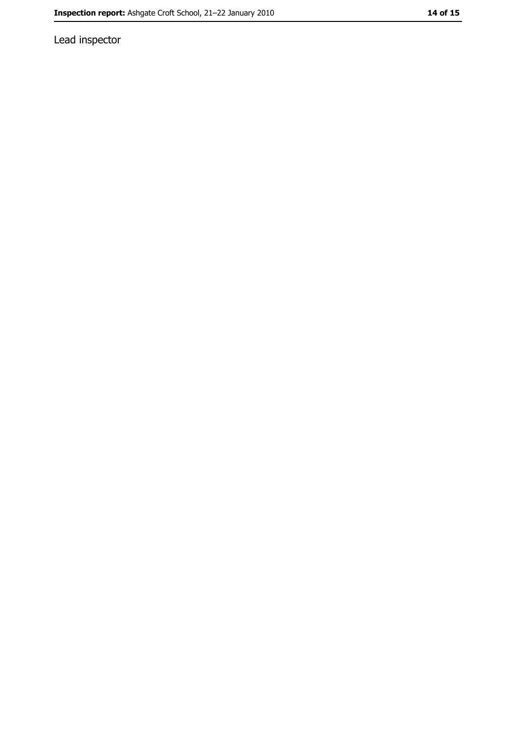Lead inspector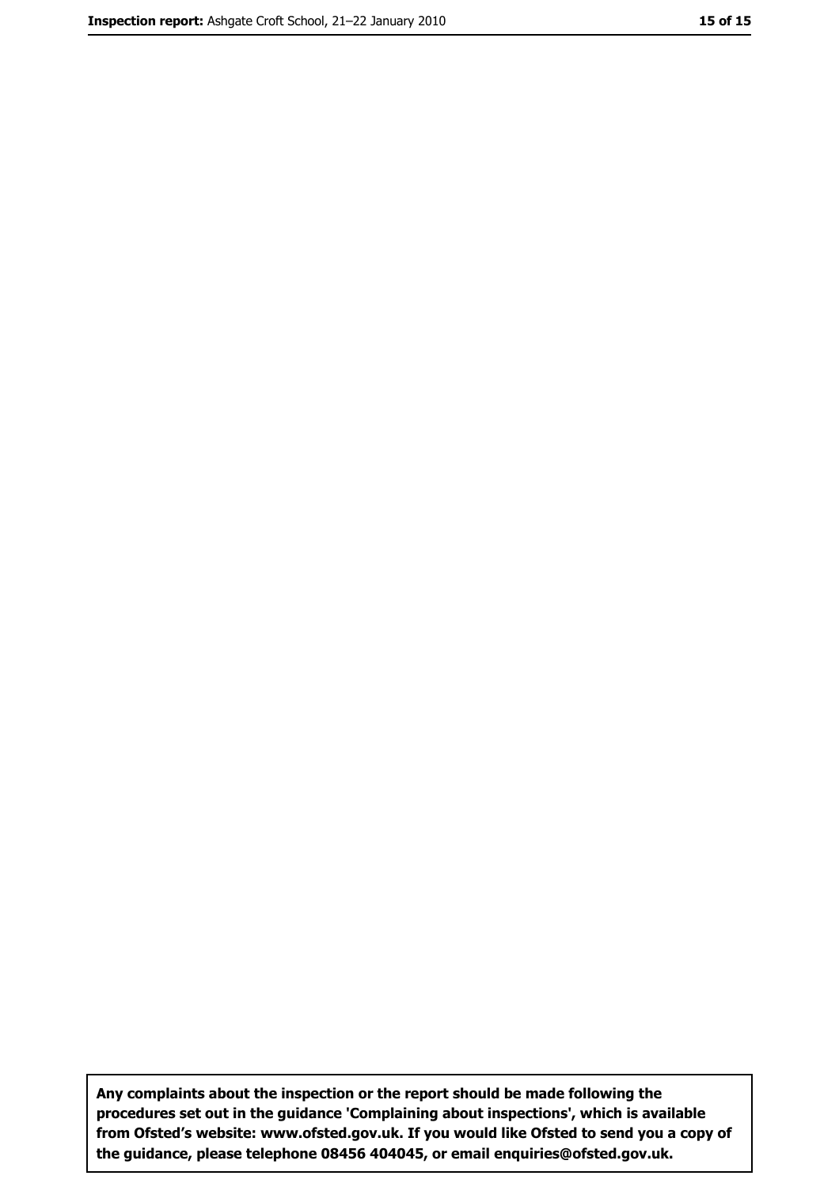**Any complaints about the inspection or the report should be made following the procedures set out in the guidance 'Complaining about inspections', which is available from Ofsted's website: www.ofsted.gov.uk. If you would like Ofsted to send you a copy of the guidance, please telephone 08456 404045, or email enquiries@ofsted.gov.uk.**